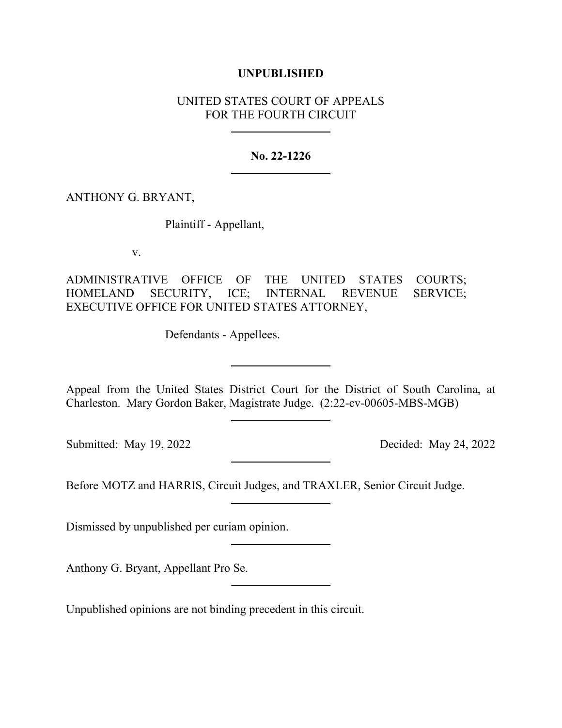**UNPUBLISHED**

UNITED STATES COURT OF APPEALS
FOR THE FOURTH CIRCUIT

---

**No. 22-1226**

---

ANTHONY G. BRYANT,

Plaintiff - Appellant,

v.

ADMINISTRATIVE OFFICE OF THE UNITED STATES COURTS; HOMELAND SECURITY, ICE; INTERNAL REVENUE SERVICE; EXECUTIVE OFFICE FOR UNITED STATES ATTORNEY,

Defendants - Appellees.

---

Appeal from the United States District Court for the District of South Carolina, at Charleston. Mary Gordon Baker, Magistrate Judge. (2:22-cv-00605-MBS-MGB)

---

Submitted: May 19, 2022 Decided: May 24, 2022

---

Before MOTZ and HARRIS, Circuit Judges, and TRAXLER, Senior Circuit Judge.

---

Dismissed by unpublished per curiam opinion.

---

Anthony G. Bryant, Appellant Pro Se.

---

Unpublished opinions are not binding precedent in this circuit.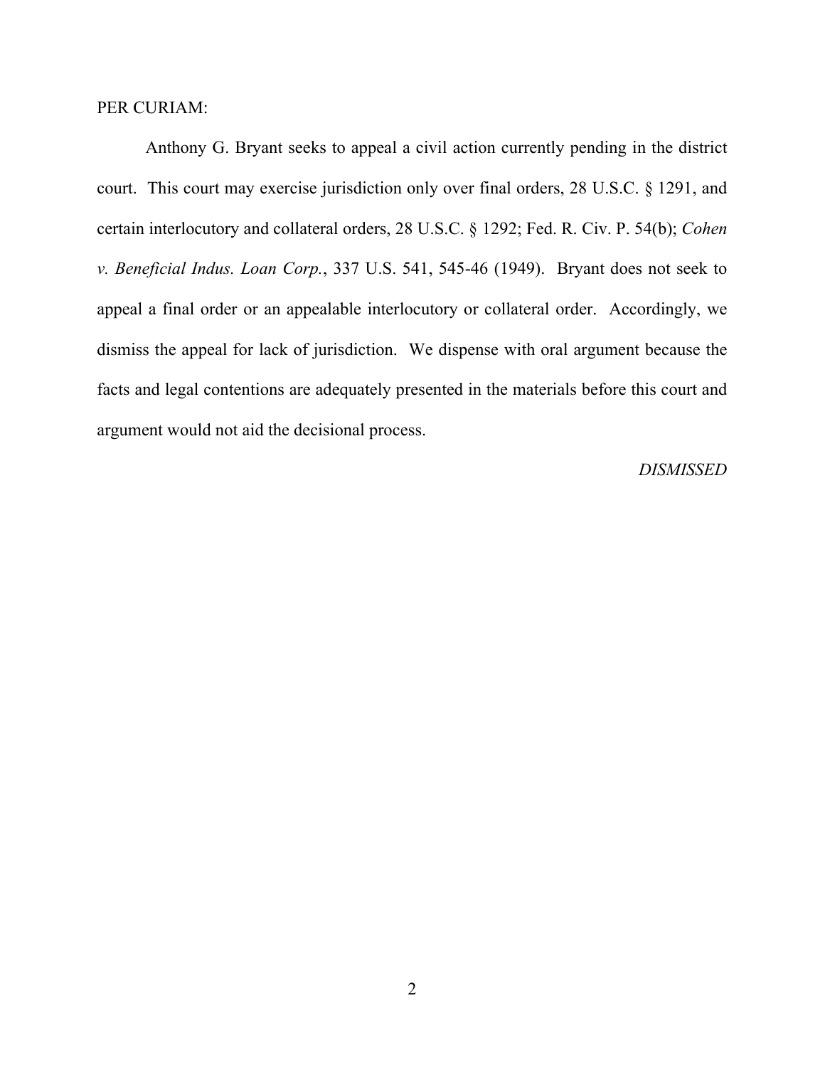PER CURIAM:

Anthony G. Bryant seeks to appeal a civil action currently pending in the district court. This court may exercise jurisdiction only over final orders, 28 U.S.C. § 1291, and certain interlocutory and collateral orders, 28 U.S.C. § 1292; Fed. R. Civ. P. 54(b); *Cohen v. Beneficial Indus. Loan Corp.*, 337 U.S. 541, 545-46 (1949). Bryant does not seek to appeal a final order or an appealable interlocutory or collateral order. Accordingly, we dismiss the appeal for lack of jurisdiction. We dispense with oral argument because the facts and legal contentions are adequately presented in the materials before this court and argument would not aid the decisional process.

*DISMISSED*